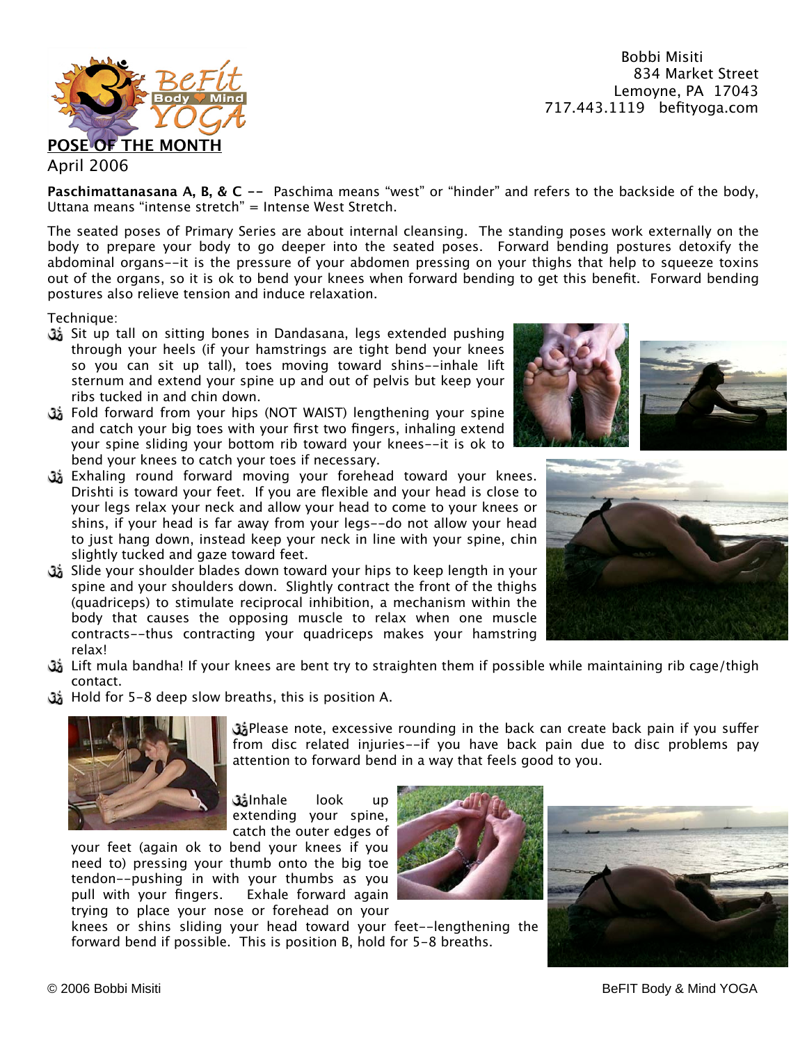Bobbi Misiti
834 Market Street
Lemoyne, PA 17043
717.443.1119 befityoga.com

# POSE OF THE MONTH

April 2006

**Paschimattanasana A, B, & C --** Paschima means "west" or "hinder" and refers to the backside of the body, Uttana means "intense stretch" = Intense West Stretch.

The seated poses of Primary Series are about internal cleansing. The standing poses work externally on the body to prepare your body to go deeper into the seated poses. Forward bending postures detoxify the abdominal organs--it is the pressure of your abdomen pressing on your thighs that help to squeeze toxins out of the organs, so it is ok to bend your knees when forward bending to get this benefit. Forward bending postures also relieve tension and induce relaxation.

Technique:

- Sit up tall on sitting bones in Dandasana, legs extended pushing through your heels (if your hamstrings are tight bend your knees so you can sit up tall), toes moving toward shins--inhale lift sternum and extend your spine up and out of pelvis but keep your ribs tucked in and chin down.
- Fold forward from your hips (NOT WAIST) lengthening your spine and catch your big toes with your first two fingers, inhaling extend your spine sliding your bottom rib toward your knees--it is ok to bend your knees to catch your toes if necessary.
- Exhaling round forward moving your forehead toward your knees. Drishti is toward your feet. If you are flexible and your head is close to your legs relax your neck and allow your head to come to your knees or shins, if your head is far away from your legs--do not allow your head to just hang down, instead keep your neck in line with your spine, chin slightly tucked and gaze toward feet.
- Slide your shoulder blades down toward your hips to keep length in your spine and your shoulders down. Slightly contract the front of the thighs (quadriceps) to stimulate reciprocal inhibition, a mechanism within the body that causes the opposing muscle to relax when one muscle contracts--thus contracting your quadriceps makes your hamstring relax!
- Lift mula bandha! If your knees are bent try to straighten them if possible while maintaining rib cage/thigh contact.
- Hold for 5-8 deep slow breaths, this is position A.

- Please note, excessive rounding in the back can create back pain if you suffer from disc related injuries--if you have back pain due to disc problems pay attention to forward bend in a way that feels good to you.

- Inhale look up extending your spine, catch the outer edges of your feet (again ok to bend your knees if you need to) pressing your thumb onto the big toe tendon--pushing in with your thumbs as you pull with your fingers. Exhale forward again trying to place your nose or forehead on your knees or shins sliding your head toward your feet--lengthening the forward bend if possible. This is position B, hold for 5-8 breaths.

© 2006 Bobbi Misiti

BeFIT Body & Mind YOGA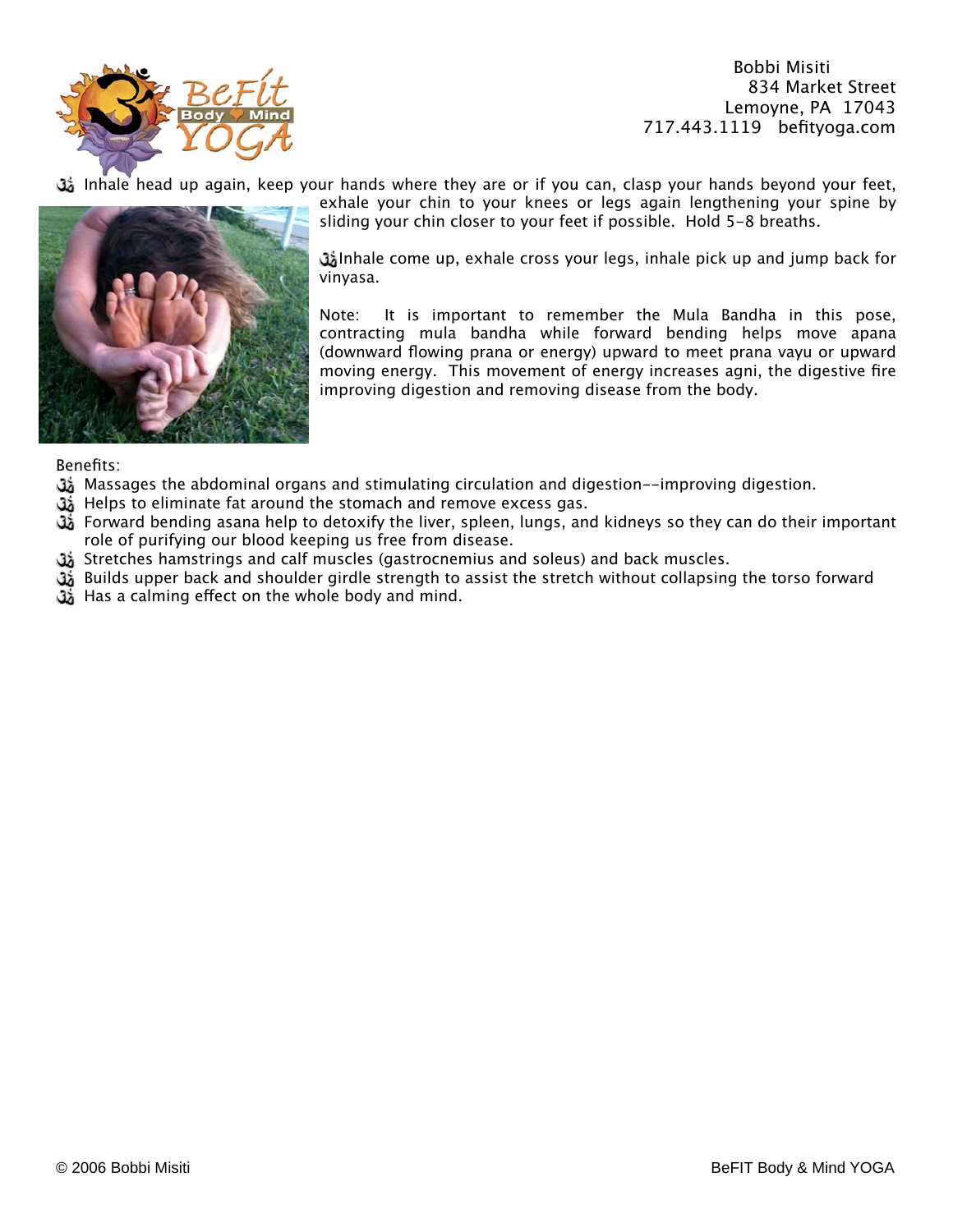- Inhale head up again, keep your hands where they are or if you can, clasp your hands beyond your feet, exhale your chin to your knees or legs again lengthening your spine by sliding your chin closer to your feet if possible. Hold 5-8 breaths.

- Inhale come up, exhale cross your legs, inhale pick up and jump back for vinyasa.

Note: It is important to remember the Mula Bandha in this pose, contracting mula bandha while forward bending helps move apana (downward flowing prana or energy) upward to meet prana vayu or upward moving energy. This movement of energy increases agni, the digestive fire improving digestion and removing disease from the body.

Benefits:

- Massages the abdominal organs and stimulating circulation and digestion--improving digestion.
- Helps to eliminate fat around the stomach and remove excess gas.
- Forward bending asana help to detoxify the liver, spleen, lungs, and kidneys so they can do their important role of purifying our blood keeping us free from disease.
- Stretches hamstrings and calf muscles (gastrocnemius and soleus) and back muscles.
- Builds upper back and shoulder girdle strength to assist the stretch without collapsing the torso forward
- Has a calming effect on the whole body and mind.